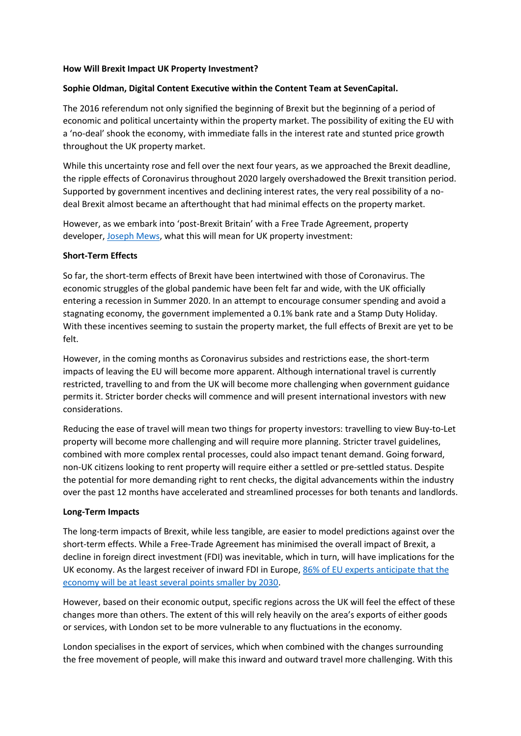**How Will Brexit Impact UK Property Investment?**

**Sophie Oldman, Digital Content Executive within the Content Team at SevenCapital.**

The 2016 referendum not only signified the beginning of Brexit but the beginning of a period of economic and political uncertainty within the property market. The possibility of exiting the EU with a 'no-deal' shook the economy, with immediate falls in the interest rate and stunted price growth throughout the UK property market.

While this uncertainty rose and fell over the next four years, as we approached the Brexit deadline, the ripple effects of Coronavirus throughout 2020 largely overshadowed the Brexit transition period. Supported by government incentives and declining interest rates, the very real possibility of a no-deal Brexit almost became an afterthought that had minimal effects on the property market.

However, as we embark into 'post-Brexit Britain' with a Free Trade Agreement, property developer, [Joseph Mews](), what this will mean for UK property investment:

**Short-Term Effects**

So far, the short-term effects of Brexit have been intertwined with those of Coronavirus. The economic struggles of the global pandemic have been felt far and wide, with the UK officially entering a recession in Summer 2020. In an attempt to encourage consumer spending and avoid a stagnating economy, the government implemented a 0.1% bank rate and a Stamp Duty Holiday. With these incentives seeming to sustain the property market, the full effects of Brexit are yet to be felt.

However, in the coming months as Coronavirus subsides and restrictions ease, the short-term impacts of leaving the EU will become more apparent. Although international travel is currently restricted, travelling to and from the UK will become more challenging when government guidance permits it. Stricter border checks will commence and will present international investors with new considerations.

Reducing the ease of travel will mean two things for property investors: travelling to view Buy-to-Let property will become more challenging and will require more planning. Stricter travel guidelines, combined with more complex rental processes, could also impact tenant demand. Going forward, non-UK citizens looking to rent property will require either a settled or pre-settled status. Despite the potential for more demanding right to rent checks, the digital advancements within the industry over the past 12 months have accelerated and streamlined processes for both tenants and landlords.

**Long-Term Impacts**

The long-term impacts of Brexit, while less tangible, are easier to model predictions against over the short-term effects. While a Free-Trade Agreement has minimised the overall impact of Brexit, a decline in foreign direct investment (FDI) was inevitable, which in turn, will have implications for the UK economy. As the largest receiver of inward FDI in Europe, [86% of EU experts anticipate that the economy will be at least several points smaller by 2030]().

However, based on their economic output, specific regions across the UK will feel the effect of these changes more than others. The extent of this will rely heavily on the area's exports of either goods or services, with London set to be more vulnerable to any fluctuations in the economy.

London specialises in the export of services, which when combined with the changes surrounding the free movement of people, will make this inward and outward travel more challenging. With this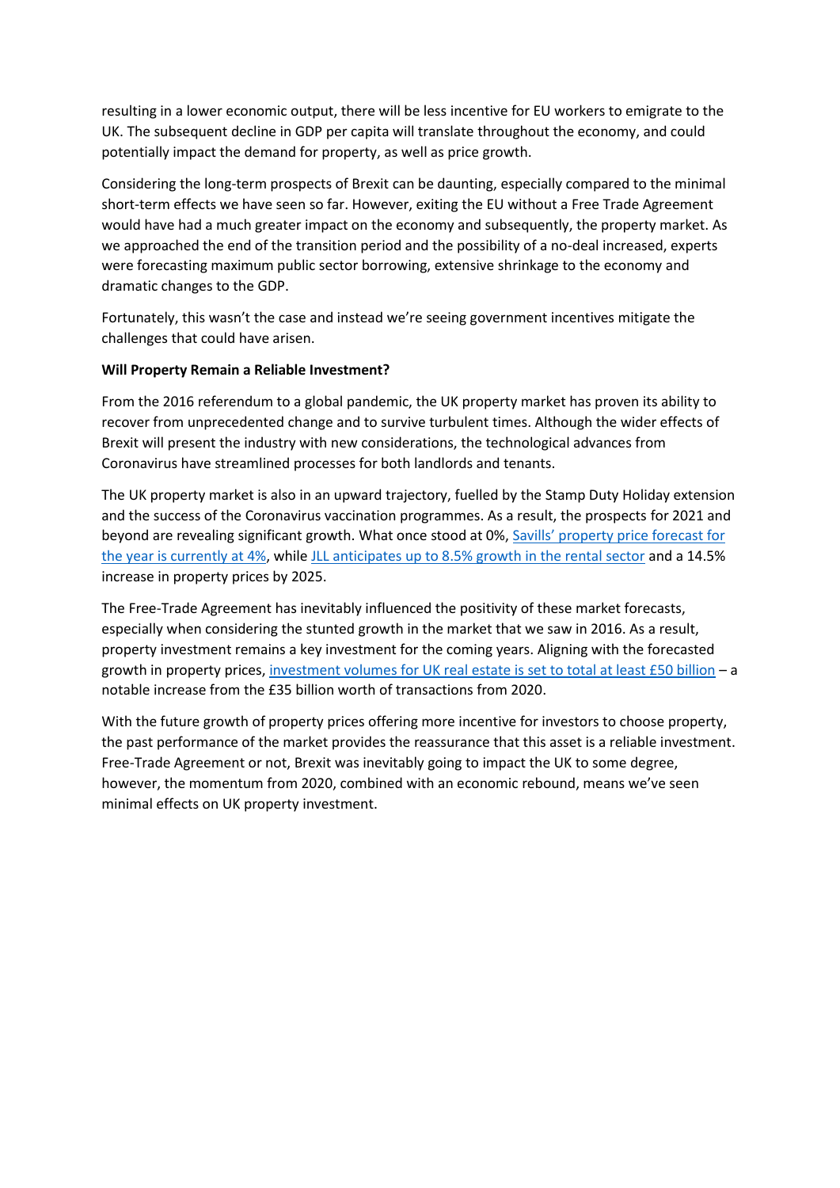resulting in a lower economic output, there will be less incentive for EU workers to emigrate to the UK. The subsequent decline in GDP per capita will translate throughout the economy, and could potentially impact the demand for property, as well as price growth.

Considering the long-term prospects of Brexit can be daunting, especially compared to the minimal short-term effects we have seen so far. However, exiting the EU without a Free Trade Agreement would have had a much greater impact on the economy and subsequently, the property market. As we approached the end of the transition period and the possibility of a no-deal increased, experts were forecasting maximum public sector borrowing, extensive shrinkage to the economy and dramatic changes to the GDP.

Fortunately, this wasn't the case and instead we're seeing government incentives mitigate the challenges that could have arisen.

**Will Property Remain a Reliable Investment?**

From the 2016 referendum to a global pandemic, the UK property market has proven its ability to recover from unprecedented change and to survive turbulent times. Although the wider effects of Brexit will present the industry with new considerations, the technological advances from Coronavirus have streamlined processes for both landlords and tenants.

The UK property market is also in an upward trajectory, fuelled by the Stamp Duty Holiday extension and the success of the Coronavirus vaccination programmes. As a result, the prospects for 2021 and beyond are revealing significant growth. What once stood at 0%, Savills' property price forecast for the year is currently at 4%, while JLL anticipates up to 8.5% growth in the rental sector and a 14.5% increase in property prices by 2025.

The Free-Trade Agreement has inevitably influenced the positivity of these market forecasts, especially when considering the stunted growth in the market that we saw in 2016. As a result, property investment remains a key investment for the coming years. Aligning with the forecasted growth in property prices, investment volumes for UK real estate is set to total at least £50 billion – a notable increase from the £35 billion worth of transactions from 2020.

With the future growth of property prices offering more incentive for investors to choose property, the past performance of the market provides the reassurance that this asset is a reliable investment. Free-Trade Agreement or not, Brexit was inevitably going to impact the UK to some degree, however, the momentum from 2020, combined with an economic rebound, means we've seen minimal effects on UK property investment.